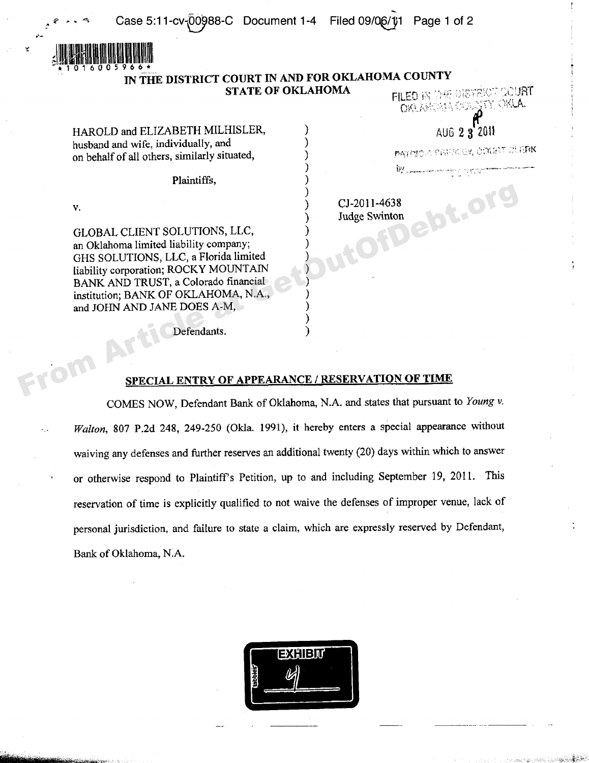# IN THE DISTRICT COURT IN AND FOR OKLAHOMA COUNTY
# STATE OF OKLAHOMA

FILED IN THE DISTRICT COURT
OKLAHOMA COUNTY, OKLA.

AUG 23 2011

PATRICIA PRESLEY, COURT CLERK

by ________________

HAROLD and ELIZABETH MILHISLER, husband and wife, individually, and on behalf of all others, similarly situated,

Plaintiffs,

v.

GLOBAL CLIENT SOLUTIONS, LLC, an Oklahoma limited liability company; GHS SOLUTIONS, LLC, a Florida limited liability corporation; ROCKY MOUNTAIN BANK AND TRUST, a Colorado financial institution; BANK OF OKLAHOMA, N.A., and JOHN AND JANE DOES A-M,

Defendants.

CJ-2011-4638
Judge Swinton

## SPECIAL ENTRY OF APPEARANCE / RESERVATION OF TIME

COMES NOW, Defendant Bank of Oklahoma, N.A. and states that pursuant to *Young v. Walton*, 807 P.2d 248, 249-250 (Okla. 1991), it hereby enters a special appearance without waiving any defenses and further reserves an additional twenty (20) days within which to answer or otherwise respond to Plaintiff's Petition, up to and including September 19, 2011. This reservation of time is explicitly qualified to not waive the defenses of improper venue, lack of personal jurisdiction, and failure to state a claim, which are expressly reserved by Defendant, Bank of Oklahoma, N.A.

EXHIBIT 4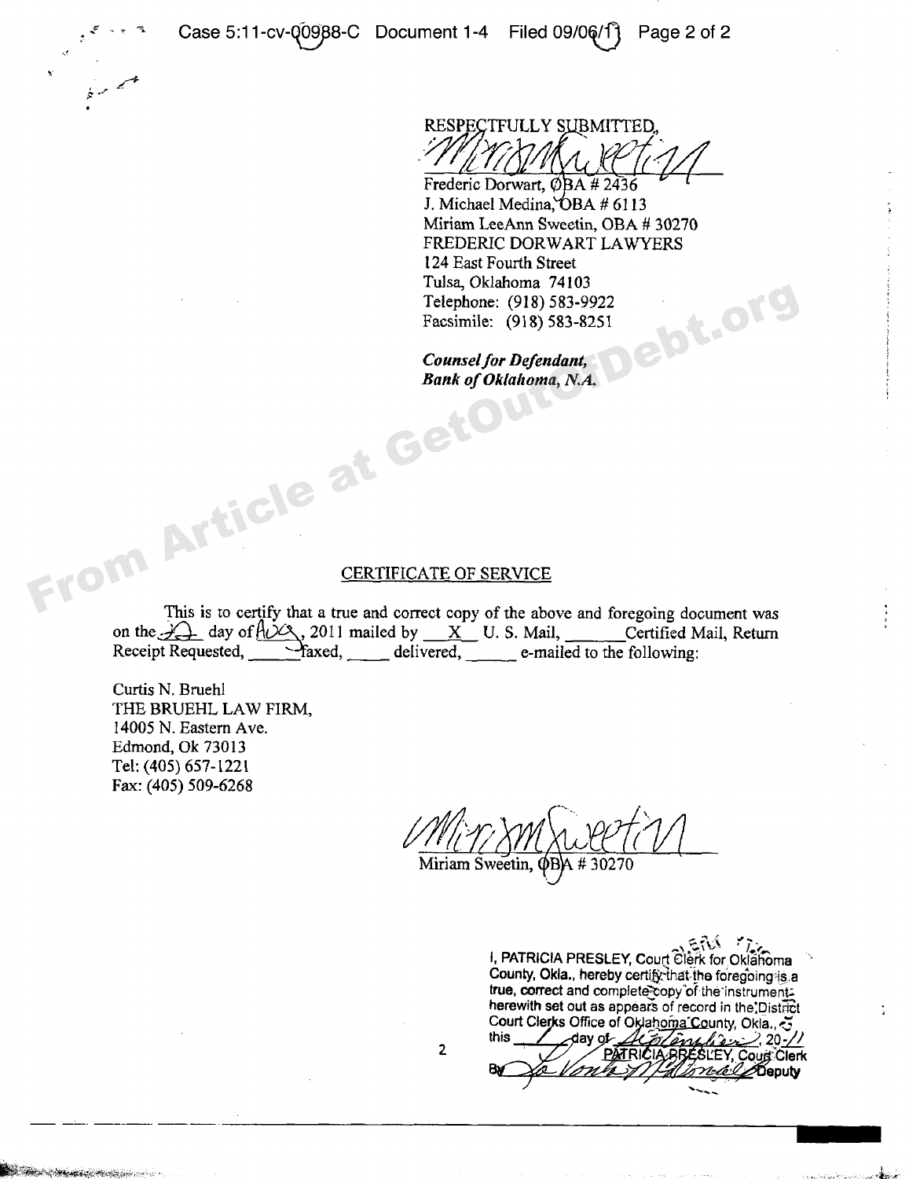RESPECTFULLY SUBMITTED,

Frederic Dorwart, OBA # 2436
J. Michael Medina, OBA # 6113
Miriam LeeAnn Sweetin, OBA # 30270
FREDERIC DORWART LAWYERS
124 East Fourth Street
Tulsa, Oklahoma 74103
Telephone: (918) 583-9922
Facsimile: (918) 583-8251

***Counsel for Defendant, Bank of Oklahoma, N.A.***

From Article at GetOutOfDebt.org

CERTIFICATE OF SERVICE

This is to certify that a true and correct copy of the above and foregoing document was on the 30 day of Aug, 2011 mailed by X U. S. Mail, ______ Certified Mail, Return Receipt Requested, ______ faxed, _____ delivered, _____ e-mailed to the following:

Curtis N. Bruehl
THE BRUEHL LAW FIRM,
14005 N. Eastern Ave.
Edmond, Ok 73013
Tel: (405) 657-1221
Fax: (405) 509-6268

Miriam Sweetin, OBA # 30270

I, PATRICIA PRESLEY, Court Clerk for Oklahoma County, Okla., hereby certify that the foregoing is a true, correct and complete copy of the instrument herewith set out as appears of record in the District Court Clerks Office of Oklahoma County, Okla., this 1 day of September, 20-11
PATRICIA PRESLEY, Court Clerk
By ______ Deputy